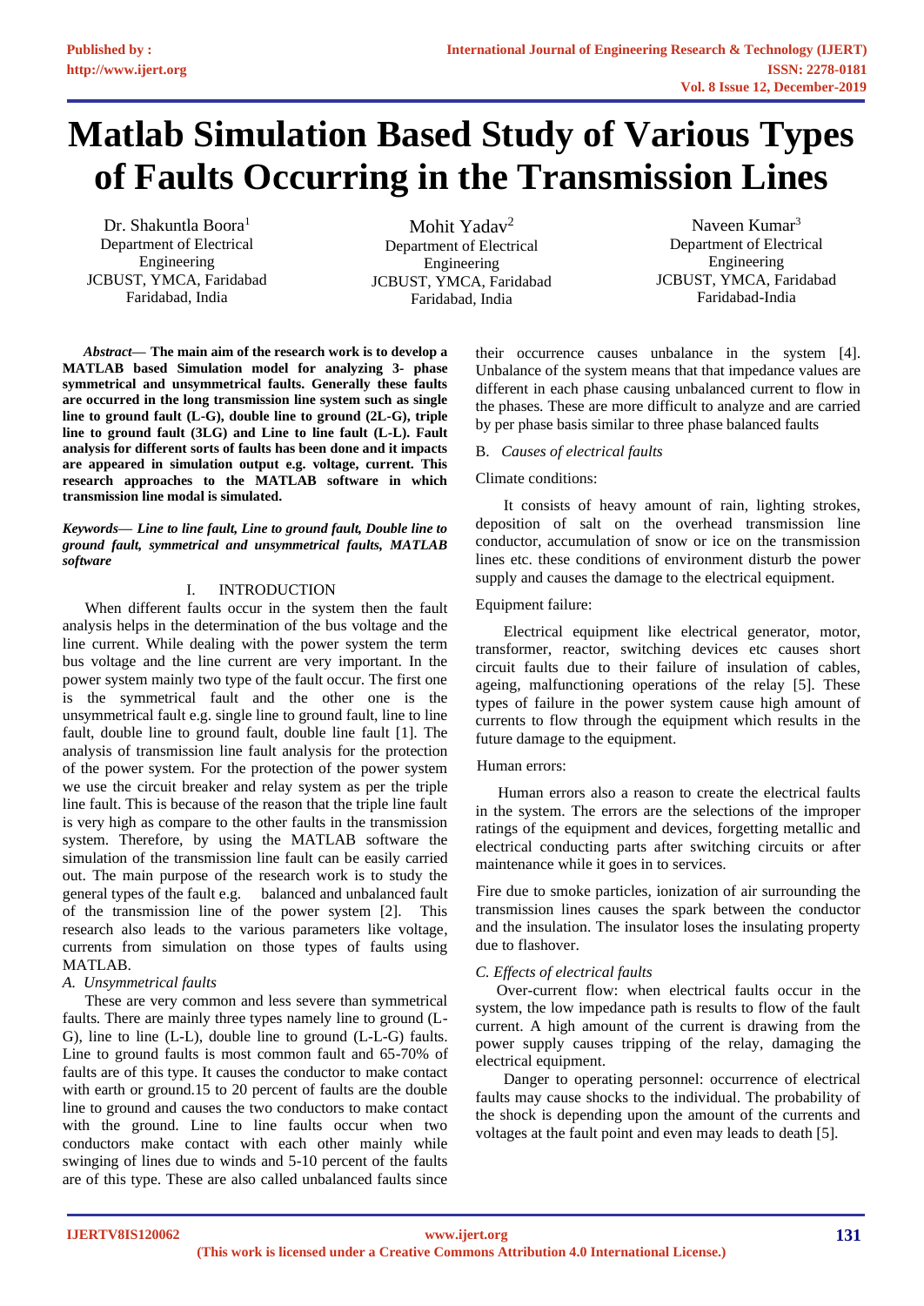# Matlab Simulation Based Study of Various Types of Faults Occurring in the Transmission Lines

Dr. Shakuntla Boora[1]
Department of Electrical Engineering
JCBUST, YMCA, Faridabad
Faridabad, India

Mohit Yadav[2]
Department of Electrical Engineering
JCBUST, YMCA, Faridabad
Faridabad, India

Naveen Kumar[3]
Department of Electrical Engineering
JCBUST, YMCA, Faridabad
Faridabad-India

***Abstract*— The main aim of the research work is to develop a MATLAB based Simulation model for analyzing 3- phase symmetrical and unsymmetrical faults. Generally these faults are occurred in the long transmission line system such as single line to ground fault (L-G), double line to ground (2L-G), triple line to ground fault (3LG) and Line to line fault (L-L). Fault analysis for different sorts of faults has been done and it impacts are appeared in simulation output e.g. voltage, current. This research approaches to the MATLAB software in which transmission line modal is simulated.**

***Keywords*— *Line to line fault, Line to ground fault, Double line to ground fault, symmetrical and unsymmetrical faults, MATLAB software***

## I. INTRODUCTION

When different faults occur in the system then the fault analysis helps in the determination of the bus voltage and the line current. While dealing with the power system the term bus voltage and the line current are very important. In the power system mainly two type of the fault occur. The first one is the symmetrical fault and the other one is the unsymmetrical fault e.g. single line to ground fault, line to line fault, double line to ground fault, double line fault [1]. The analysis of transmission line fault analysis for the protection of the power system. For the protection of the power system we use the circuit breaker and relay system as per the triple line fault. This is because of the reason that the triple line fault is very high as compare to the other faults in the transmission system. Therefore, by using the MATLAB software the simulation of the transmission line fault can be easily carried out. The main purpose of the research work is to study the general types of the fault e.g. balanced and unbalanced fault of the transmission line of the power system [2]. This research also leads to the various parameters like voltage, currents from simulation on those types of faults using MATLAB.

### *A. Unsymmetrical faults*

These are very common and less severe than symmetrical faults. There are mainly three types namely line to ground (L-G), line to line (L-L), double line to ground (L-L-G) faults. Line to ground faults is most common fault and 65-70% of faults are of this type. It causes the conductor to make contact with earth or ground.15 to 20 percent of faults are the double line to ground and causes the two conductors to make contact with the ground. Line to line faults occur when two conductors make contact with each other mainly while swinging of lines due to winds and 5-10 percent of the faults are of this type. These are also called unbalanced faults since their occurrence causes unbalance in the system [4]. Unbalance of the system means that that impedance values are different in each phase causing unbalanced current to flow in the phases. These are more difficult to analyze and are carried by per phase basis similar to three phase balanced faults

### B. *Causes of electrical faults*

Climate conditions:

It consists of heavy amount of rain, lighting strokes, deposition of salt on the overhead transmission line conductor, accumulation of snow or ice on the transmission lines etc. these conditions of environment disturb the power supply and causes the damage to the electrical equipment.

Equipment failure:

Electrical equipment like electrical generator, motor, transformer, reactor, switching devices etc causes short circuit faults due to their failure of insulation of cables, ageing, malfunctioning operations of the relay [5]. These types of failure in the power system cause high amount of currents to flow through the equipment which results in the future damage to the equipment.

Human errors:

Human errors also a reason to create the electrical faults in the system. The errors are the selections of the improper ratings of the equipment and devices, forgetting metallic and electrical conducting parts after switching circuits or after maintenance while it goes in to services.

Fire due to smoke particles, ionization of air surrounding the transmission lines causes the spark between the conductor and the insulation. The insulator loses the insulating property due to flashover.

### *C. Effects of electrical faults*

Over-current flow: when electrical faults occur in the system, the low impedance path is results to flow of the fault current. A high amount of the current is drawing from the power supply causes tripping of the relay, damaging the electrical equipment.

Danger to operating personnel: occurrence of electrical faults may cause shocks to the individual. The probability of the shock is depending upon the amount of the currents and voltages at the fault point and even may leads to death [5].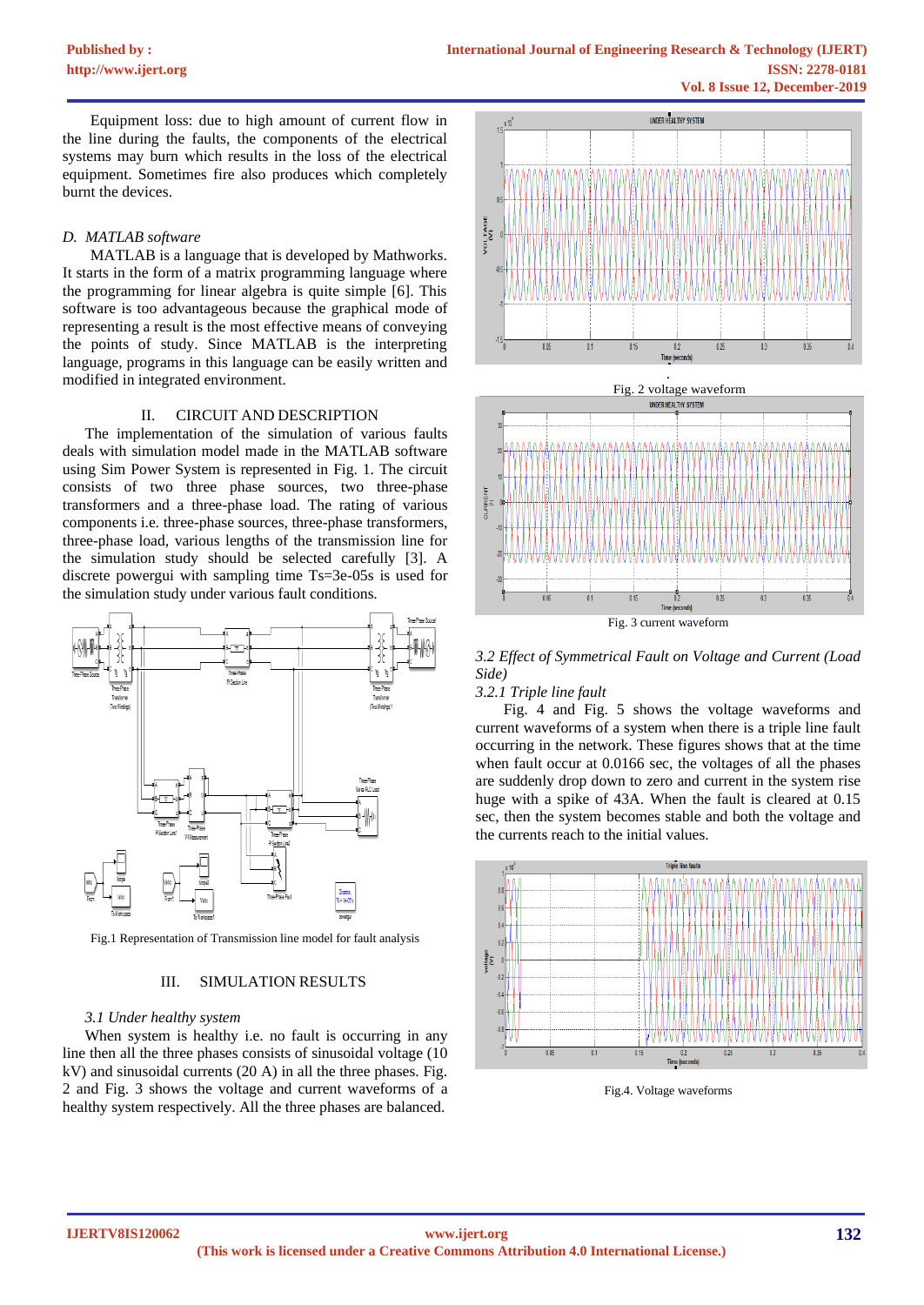Equipment loss: due to high amount of current flow in the line during the faults, the components of the electrical systems may burn which results in the loss of the electrical equipment. Sometimes fire also produces which completely burnt the devices.

### *D. MATLAB software*

MATLAB is a language that is developed by Mathworks. It starts in the form of a matrix programming language where the programming for linear algebra is quite simple [6]. This software is too advantageous because the graphical mode of representing a result is the most effective means of conveying the points of study. Since MATLAB is the interpreting language, programs in this language can be easily written and modified in integrated environment.

## II. CIRCUIT AND DESCRIPTION

The implementation of the simulation of various faults deals with simulation model made in the MATLAB software using Sim Power System is represented in Fig. 1. The circuit consists of two three phase sources, two three-phase transformers and a three-phase load. The rating of various components i.e. three-phase sources, three-phase transformers, three-phase load, various lengths of the transmission line for the simulation study should be selected carefully [3]. A discrete powergui with sampling time Ts=3e-05s is used for the simulation study under various fault conditions.

Fig.1 Representation of Transmission line model for fault analysis

## III. SIMULATION RESULTS

### *3.1 Under healthy system*

When system is healthy i.e. no fault is occurring in any line then all the three phases consists of sinusoidal voltage (10 kV) and sinusoidal currents (20 A) in all the three phases. Fig. 2 and Fig. 3 shows the voltage and current waveforms of a healthy system respectively. All the three phases are balanced.

Fig. 2 voltage waveform

Fig. 3 current waveform

### *3.2 Effect of Symmetrical Fault on Voltage and Current (Load Side)*

#### *3.2.1 Triple line fault*

Fig. 4 and Fig. 5 shows the voltage waveforms and current waveforms of a system when there is a triple line fault occurring in the network. These figures shows that at the time when fault occur at 0.0166 sec, the voltages of all the phases are suddenly drop down to zero and current in the system rise huge with a spike of 43A. When the fault is cleared at 0.15 sec, then the system becomes stable and both the voltage and the currents reach to the initial values.

Fig.4. Voltage waveforms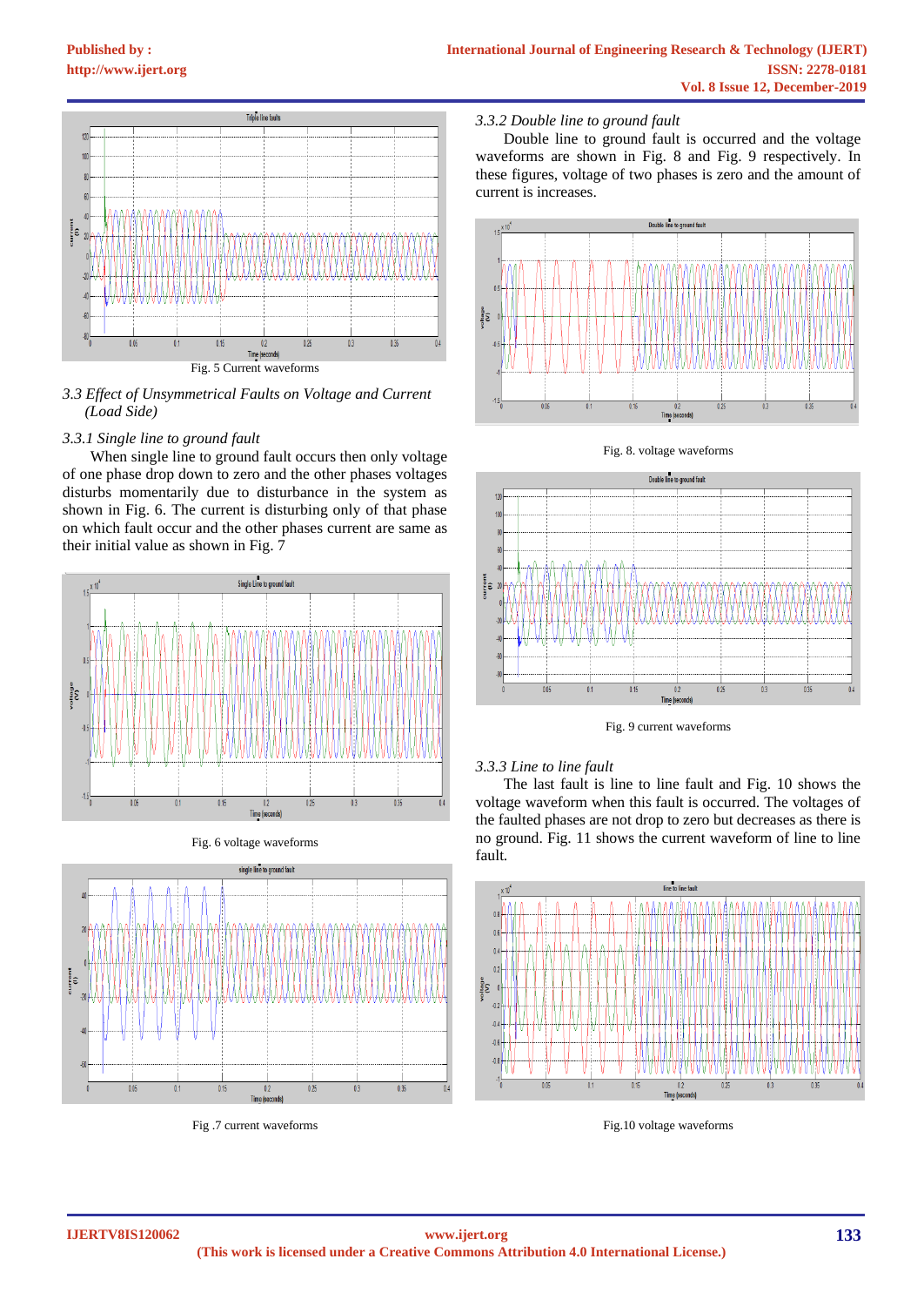Fig. 5 Current waveforms

### 3.3 Effect of Unsymmetrical Faults on Voltage and Current (Load Side)

#### 3.3.1 Single line to ground fault

When single line to ground fault occurs then only voltage of one phase drop down to zero and the other phases voltages disturbs momentarily due to disturbance in the system as shown in Fig. 6. The current is disturbing only of that phase on which fault occur and the other phases current are same as their initial value as shown in Fig. 7

Fig. 6 voltage waveforms

Fig .7 current waveforms

#### 3.3.2 Double line to ground fault

Double line to ground fault is occurred and the voltage waveforms are shown in Fig. 8 and Fig. 9 respectively. In these figures, voltage of two phases is zero and the amount of current is increases.

Fig. 8. voltage waveforms

Fig. 9 current waveforms

#### 3.3.3 Line to line fault

The last fault is line to line fault and Fig. 10 shows the voltage waveform when this fault is occurred. The voltages of the faulted phases are not drop to zero but decreases as there is no ground. Fig. 11 shows the current waveform of line to line fault.

Fig.10 voltage waveforms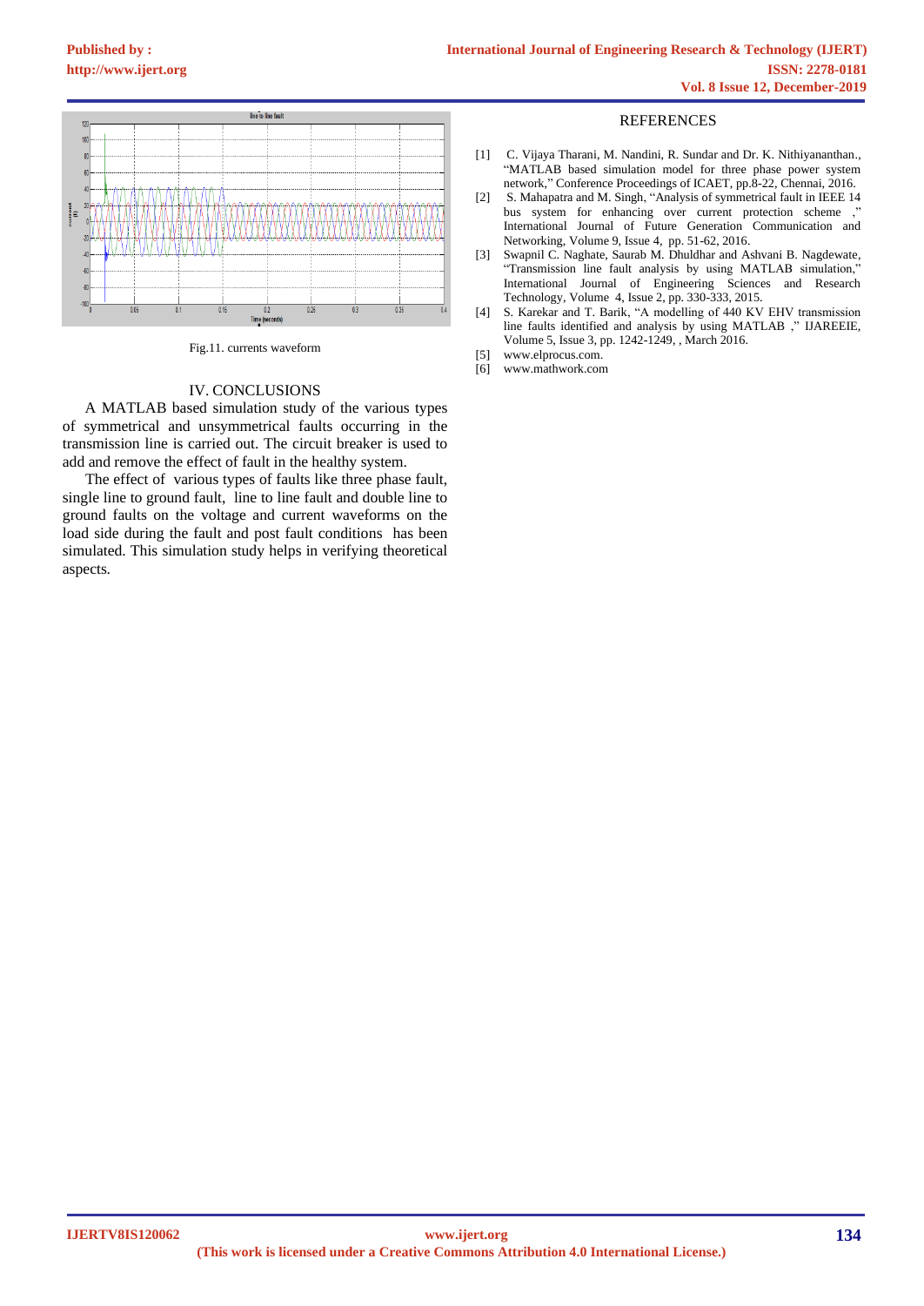line to line fault

Current (A)

Time (seconds)

Fig.11. currents waveform

## IV. CONCLUSIONS

A MATLAB based simulation study of the various types of symmetrical and unsymmetrical faults occurring in the transmission line is carried out. The circuit breaker is used to add and remove the effect of fault in the healthy system.

The effect of various types of faults like three phase fault, single line to ground fault, line to line fault and double line to ground faults on the voltage and current waveforms on the load side during the fault and post fault conditions has been simulated. This simulation study helps in verifying theoretical aspects.

## REFERENCES

[1] C. Vijaya Tharani, M. Nandini, R. Sundar and Dr. K. Nithiyananthan., "MATLAB based simulation model for three phase power system network," Conference Proceedings of ICAET, pp.8-22, Chennai, 2016.

[2] S. Mahapatra and M. Singh, "Analysis of symmetrical fault in IEEE 14 bus system for enhancing over current protection scheme ," International Journal of Future Generation Communication and Networking, Volume 9, Issue 4, pp. 51-62, 2016.

[3] Swapnil C. Naghate, Saurab M. Dhuldhar and Ashvani B. Nagdewate, "Transmission line fault analysis by using MATLAB simulation," International Journal of Engineering Sciences and Research Technology, Volume 4, Issue 2, pp. 330-333, 2015.

[4] S. Karekar and T. Barik, "A modelling of 440 KV EHV transmission line faults identified and analysis by using MATLAB ," IJAREEIE, Volume 5, Issue 3, pp. 1242-1249, , March 2016.

[5] www.elprocus.com.

[6] www.mathwork.com